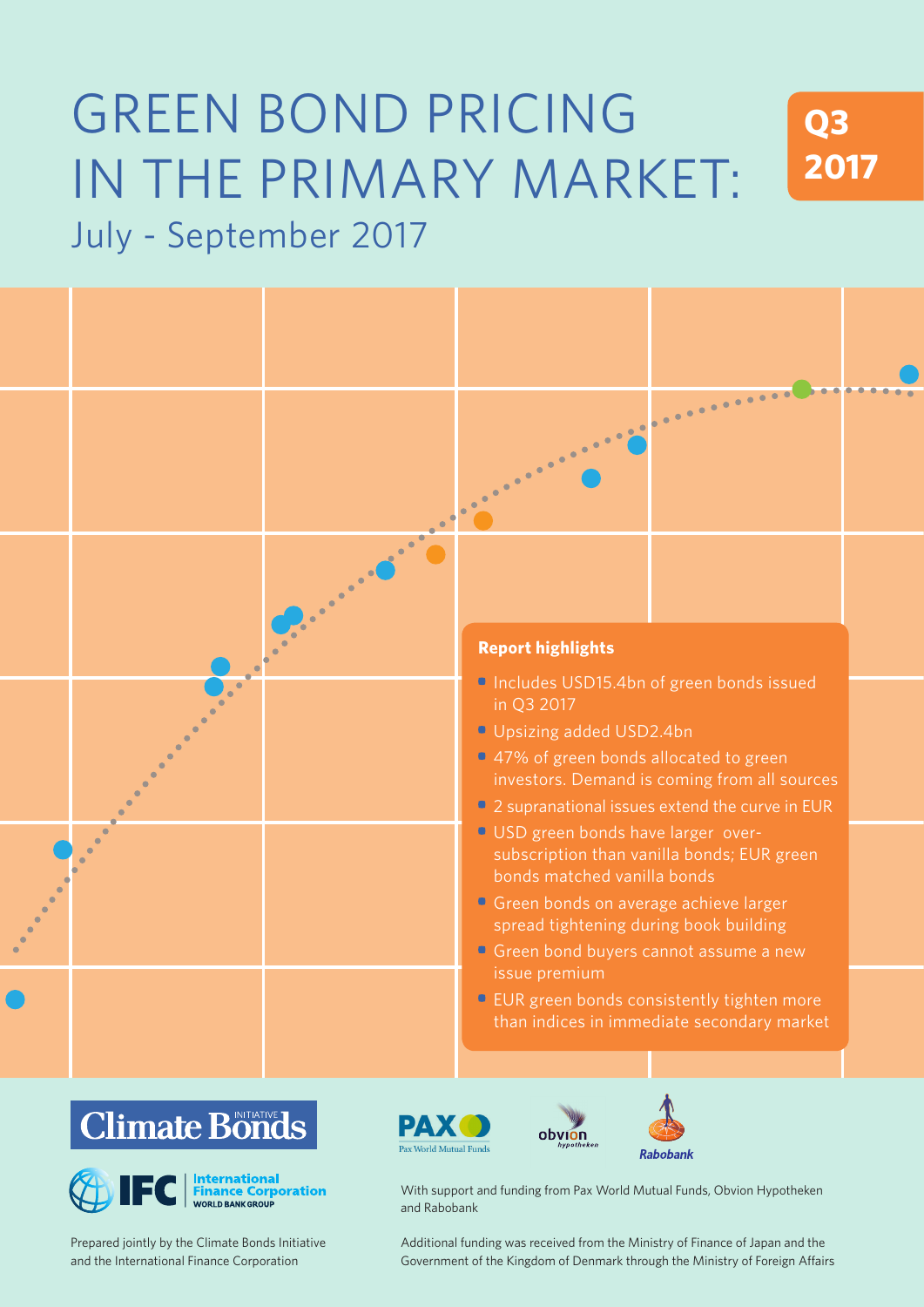# GREEN BOND PRICING IN THE PRIMARY MARKET:

## July - September 2017

**Q3 2017**

### Report highlights

- Includes USD15.4bn of green bonds issued in Q3 2017
- Upsizing added USD2.4bn
- 47% of green bonds allocated to green investors. Demand is coming from all sources
- 2 supranational issues extend the curve in EUR
- USD green bonds have larger over-subscription than vanilla bonds; EUR green bonds matched vanilla bonds
- Green bonds on average achieve larger spread tightening during book building
- Green bond buyers cannot assume a new issue premium
- EUR green bonds consistently tighten more than indices in immediate secondary market

Climate Bonds Initiative

IFC International Finance Corporation, World Bank Group

PAX Pax World Mutual Funds

obvion hypotheken

Rabobank

Prepared jointly by the Climate Bonds Initiative and the International Finance Corporation

With support and funding from Pax World Mutual Funds, Obvion Hypotheken and Rabobank

Additional funding was received from the Ministry of Finance of Japan and the Government of the Kingdom of Denmark through the Ministry of Foreign Affairs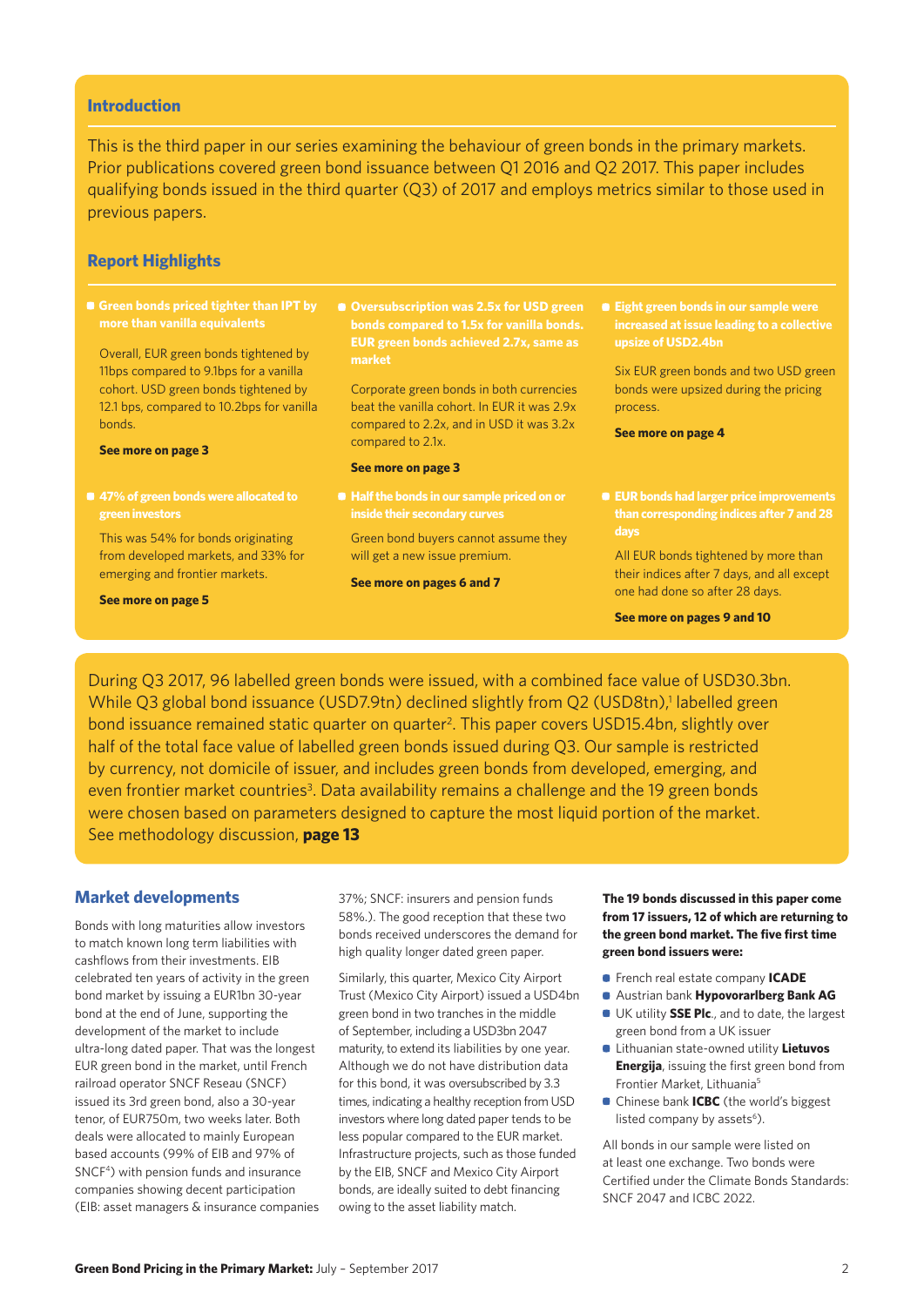## Introduction

This is the third paper in our series examining the behaviour of green bonds in the primary markets. Prior publications covered green bond issuance between Q1 2016 and Q2 2017. This paper includes qualifying bonds issued in the third quarter (Q3) of 2017 and employs metrics similar to those used in previous papers.

## Report Highlights

- **Green bonds priced tighter than IPT by more than vanilla equivalents**

  Overall, EUR green bonds tightened by 11bps compared to 9.1bps for a vanilla cohort. USD green bonds tightened by 12.1 bps, compared to 10.2bps for vanilla bonds.

  **See more on page 3**

- **47% of green bonds were allocated to green investors**

  This was 54% for bonds originating from developed markets, and 33% for emerging and frontier markets.

  **See more on page 5**

- **Oversubscription was 2.5x for USD green bonds compared to 1.5x for vanilla bonds. EUR green bonds achieved 2.7x, same as market**

  Corporate green bonds in both currencies beat the vanilla cohort. In EUR it was 2.9x compared to 2.2x, and in USD it was 3.2x compared to 2.1x.

  **See more on page 3**

- **Half the bonds in our sample priced on or inside their secondary curves**

  Green bond buyers cannot assume they will get a new issue premium.

  **See more on pages 6 and 7**

- **Eight green bonds in our sample were increased at issue leading to a collective upsize of USD2.4bn**

  Six EUR green bonds and two USD green bonds were upsized during the pricing process.

  **See more on page 4**

- **EUR bonds had larger price improvements than corresponding indices after 7 and 28 days**

  All EUR bonds tightened by more than their indices after 7 days, and all except one had done so after 28 days.

  **See more on pages 9 and 10**

During Q3 2017, 96 labelled green bonds were issued, with a combined face value of USD30.3bn. While Q3 global bond issuance (USD7.9tn) declined slightly from Q2 (USD8tn),[1] labelled green bond issuance remained static quarter on quarter[2]. This paper covers USD15.4bn, slightly over half of the total face value of labelled green bonds issued during Q3. Our sample is restricted by currency, not domicile of issuer, and includes green bonds from developed, emerging, and even frontier market countries[3]. Data availability remains a challenge and the 19 green bonds were chosen based on parameters designed to capture the most liquid portion of the market. See methodology discussion, **page 13**

## Market developments

Bonds with long maturities allow investors to match known long term liabilities with cashflows from their investments. EIB celebrated ten years of activity in the green bond market by issuing a EUR1bn 30-year bond at the end of June, supporting the development of the market to include ultra-long dated paper. That was the longest EUR green bond in the market, until French railroad operator SNCF Reseau (SNCF) issued its 3rd green bond, also a 30-year tenor, of EUR750m, two weeks later. Both deals were allocated to mainly European based accounts (99% of EIB and 97% of SNCF[4]) with pension funds and insurance companies showing decent participation (EIB: asset managers & insurance companies 37%; SNCF: insurers and pension funds 58%.). The good reception that these two bonds received underscores the demand for high quality longer dated green paper.

Similarly, this quarter, Mexico City Airport Trust (Mexico City Airport) issued a USD4bn green bond in two tranches in the middle of September, including a USD3bn 2047 maturity, to extend its liabilities by one year. Although we do not have distribution data for this bond, it was oversubscribed by 3.3 times, indicating a healthy reception from USD investors where long dated paper tends to be less popular compared to the EUR market. Infrastructure projects, such as those funded by the EIB, SNCF and Mexico City Airport bonds, are ideally suited to debt financing owing to the asset liability match.

**The 19 bonds discussed in this paper come from 17 issuers, 12 of which are returning to the green bond market. The five first time green bond issuers were:**

- French real estate company **ICADE**
- Austrian bank **Hypovorarlberg Bank AG**
- UK utility **SSE Plc**., and to date, the largest green bond from a UK issuer
- Lithuanian state-owned utility **Lietuvos Energija**, issuing the first green bond from Frontier Market, Lithuania[5]
- Chinese bank **ICBC** (the world's biggest listed company by assets[6]).

All bonds in our sample were listed on at least one exchange. Two bonds were Certified under the Climate Bonds Standards: SNCF 2047 and ICBC 2022.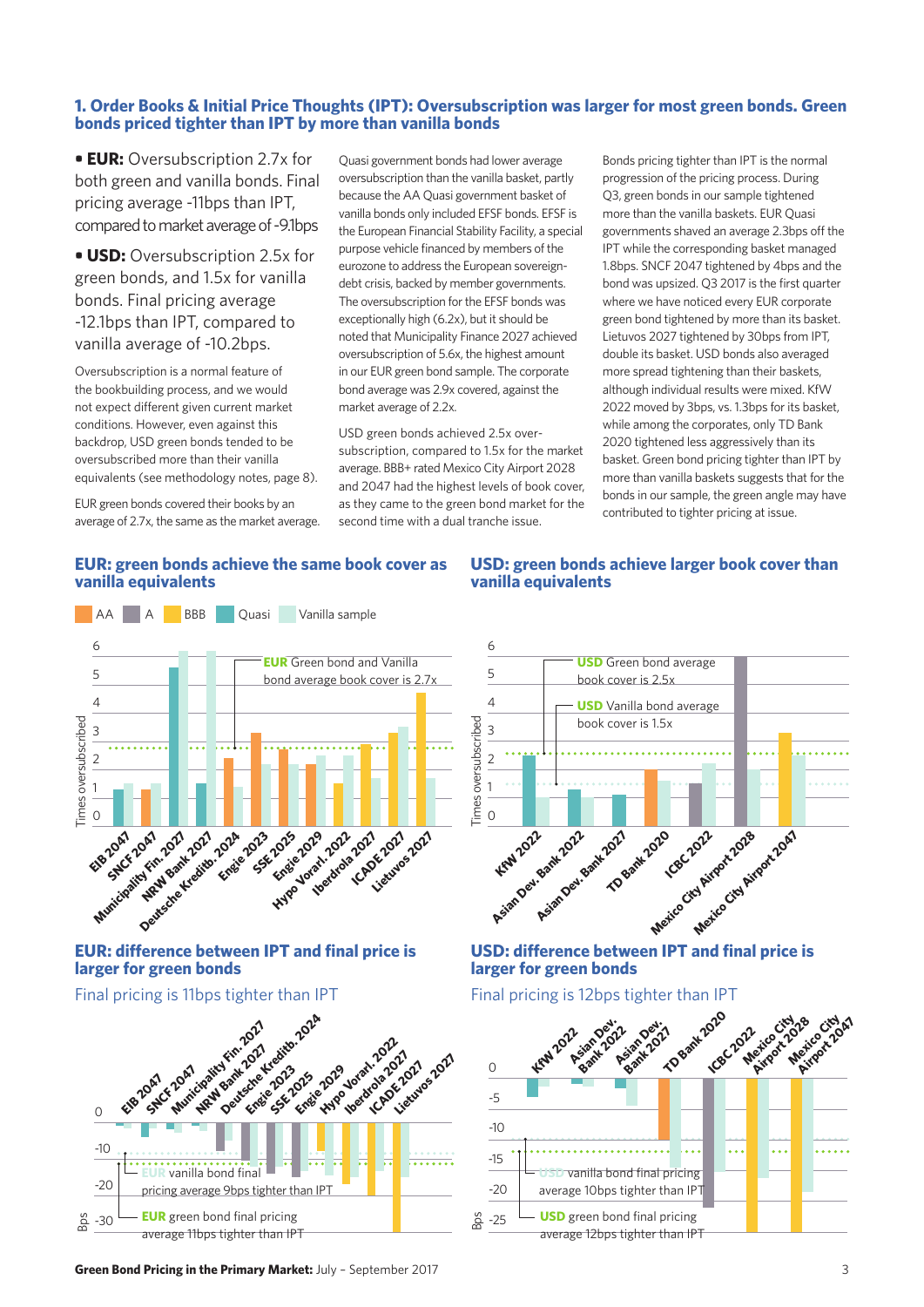## 1. Order Books & Initial Price Thoughts (IPT): Oversubscription was larger for most green bonds. Green bonds priced tighter than IPT by more than vanilla bonds

- **EUR:** Oversubscription 2.7x for both green and vanilla bonds. Final pricing average -11bps than IPT, compared to market average of -9.1bps
- **USD:** Oversubscription 2.5x for green bonds, and 1.5x for vanilla bonds. Final pricing average -12.1bps than IPT, compared to vanilla average of -10.2bps.

Oversubscription is a normal feature of the bookbuilding process, and we would not expect different given current market conditions. However, even against this backdrop, USD green bonds tended to be oversubscribed more than their vanilla equivalents (see methodology notes, page 8).

EUR green bonds covered their books by an average of 2.7x, the same as the market average.

Quasi government bonds had lower average oversubscription than the vanilla basket, partly because the AA Quasi government basket of vanilla bonds only included EFSF bonds. EFSF is the European Financial Stability Facility, a special purpose vehicle financed by members of the eurozone to address the European sovereign-debt crisis, backed by member governments. The oversubscription for the EFSF bonds was exceptionally high (6.2x), but it should be noted that Municipality Finance 2027 achieved oversubscription of 5.6x, the highest amount in our EUR green bond sample. The corporate bond average was 2.9x covered, against the market average of 2.2x.

USD green bonds achieved 2.5x over-subscription, compared to 1.5x for the market average. BBB+ rated Mexico City Airport 2028 and 2047 had the highest levels of book cover, as they came to the green bond market for the second time with a dual tranche issue.

Bonds pricing tighter than IPT is the normal progression of the pricing process. During Q3, green bonds in our sample tightened more than the vanilla baskets. EUR Quasi governments shaved an average 2.3bps off the IPT while the corresponding basket managed 1.8bps. SNCF 2047 tightened by 4bps and the bond was upsized. Q3 2017 is the first quarter where we have noticed every EUR corporate green bond tightened by more than its basket. Lietuvos 2027 tightened by 30bps from IPT, double its basket. USD bonds also averaged more spread tightening than their baskets, although individual results were mixed. KfW 2022 moved by 3bps, vs. 1.3bps for its basket, while among the corporates, only TD Bank 2020 tightened less aggressively than its basket. Green bond pricing tighter than IPT by more than vanilla baskets suggests that for the bonds in our sample, the green angle may have contributed to tighter pricing at issue.

### EUR: green bonds achieve the same book cover as vanilla equivalents

Legend: AA, A, BBB, Quasi, Vanilla sample

Times oversubscribed (0–6). EUR Green bond and Vanilla bond average book cover is 2.7x

Bonds: EIB 2047, SNCF 2047, Municipality Fin. 2027, NRW Bank 2027, Deutsche Kreditb. 2024, Engie 2023, SSE 2025, Engie 2029, Hypo Vorarl. 2022, Iberdrola 2027, ICADE 2027, Lietuvos 2027

### USD: green bonds achieve larger book cover than vanilla equivalents

Times oversubscribed (0–6). USD Green bond average book cover is 2.5x; USD Vanilla bond average book cover is 1.5x

Bonds: KfW 2022, Asian Dev. Bank 2022, Asian Dev. Bank 2027, TD Bank 2020, ICBC 2022, Mexico City Airport 2028, Mexico City Airport 2047

### EUR: difference between IPT and final price is larger for green bonds

Final pricing is 11bps tighter than IPT

Bps (0 to -30). EUR vanilla bond final pricing average 9bps tighter than IPT; EUR green bond final pricing average 11bps tighter than IPT

Bonds: EIB 2047, SNCF 2047, Municipality Fin. 2027, NRW Bank 2027, Deutsche Kreditb. 2024, Engie 2023, SSE 2025, Engie 2029, Hypo Vorarl. 2022, Iberdrola 2027, ICADE 2027, Lietuvos 2027

### USD: difference between IPT and final price is larger for green bonds

Final pricing is 12bps tighter than IPT

Bps (0 to -25). USD vanilla bond final pricing average 10bps tighter than IPT; USD green bond final pricing average 12bps tighter than IPT

Bonds: KfW 2022, Asian Dev. Bank 2022, Asian Dev. Bank 2027, TD Bank 2020, ICBC 2022, Mexico City Airport 2028, Mexico City Airport 2047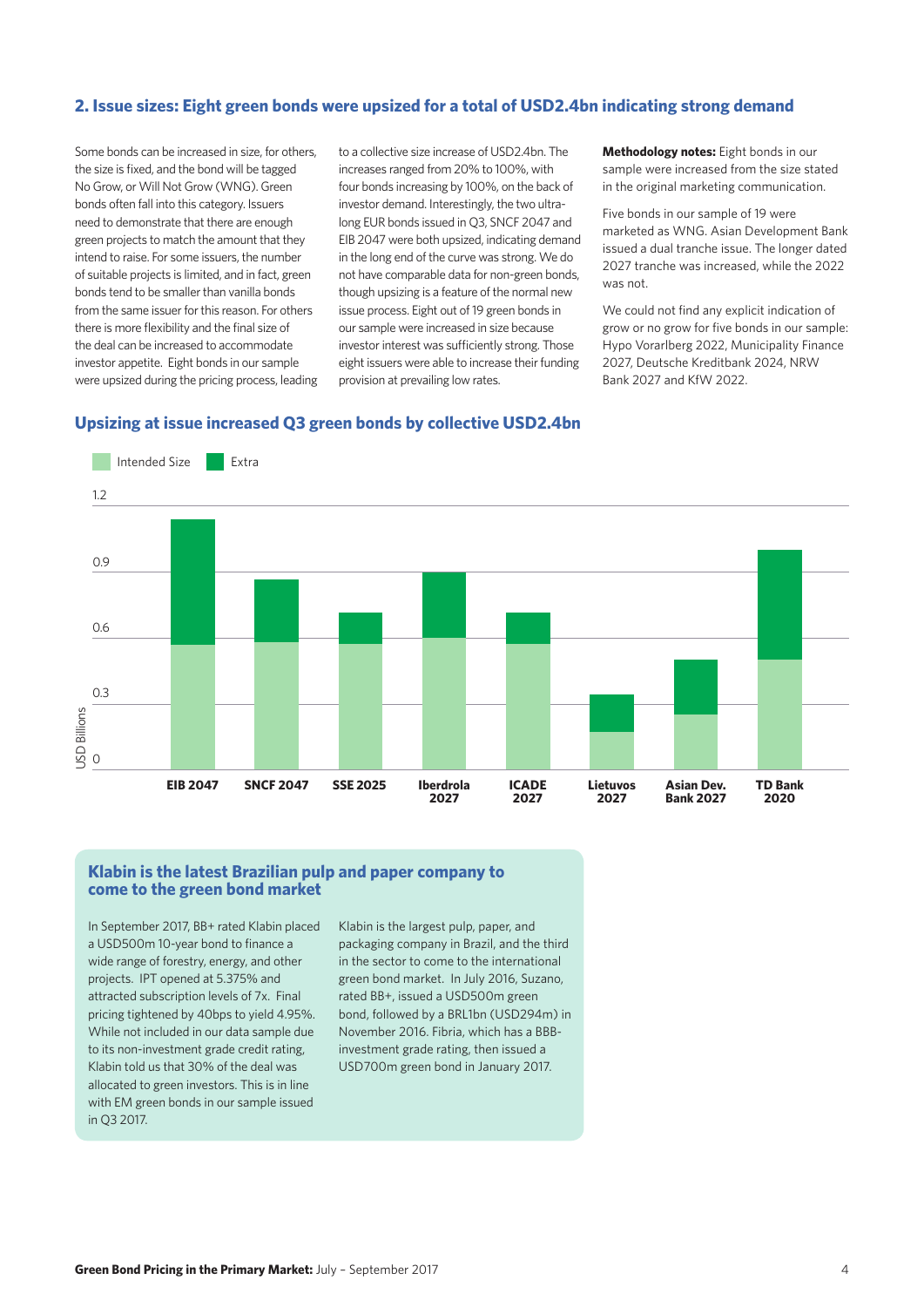## 2. Issue sizes: Eight green bonds were upsized for a total of USD2.4bn indicating strong demand

Some bonds can be increased in size, for others, the size is fixed, and the bond will be tagged No Grow, or Will Not Grow (WNG). Green bonds often fall into this category. Issuers need to demonstrate that there are enough green projects to match the amount that they intend to raise. For some issuers, the number of suitable projects is limited, and in fact, green bonds tend to be smaller than vanilla bonds from the same issuer for this reason. For others there is more flexibility and the final size of the deal can be increased to accommodate investor appetite. Eight bonds in our sample were upsized during the pricing process, leading to a collective size increase of USD2.4bn. The increases ranged from 20% to 100%, with four bonds increasing by 100%, on the back of investor demand. Interestingly, the two ultra-long EUR bonds issued in Q3, SNCF 2047 and EIB 2047 were both upsized, indicating demand in the long end of the curve was strong. We do not have comparable data for non-green bonds, though upsizing is a feature of the normal new issue process. Eight out of 19 green bonds in our sample were increased in size because investor interest was sufficiently strong. Those eight issuers were able to increase their funding provision at prevailing low rates.

**Methodology notes:** Eight bonds in our sample were increased from the size stated in the original marketing communication.

Five bonds in our sample of 19 were marketed as WNG. Asian Development Bank issued a dual tranche issue. The longer dated 2027 tranche was increased, while the 2022 was not.

We could not find any explicit indication of grow or no grow for five bonds in our sample: Hypo Vorarlberg 2022, Municipality Finance 2027, Deutsche Kreditbank 2024, NRW Bank 2027 and KfW 2022.

### Upsizing at issue increased Q3 green bonds by collective USD2.4bn

Legend: Intended Size, Extra. Y-axis: USD Billions (0, 0.3, 0.6, 0.9, 1.2). Bars: EIB 2047, SNCF 2047, SSE 2025, Iberdrola 2027, ICADE 2027, Lietuvos 2027, Asian Dev. Bank 2027, TD Bank 2020.

### Klabin is the latest Brazilian pulp and paper company to come to the green bond market

In September 2017, BB+ rated Klabin placed a USD500m 10-year bond to finance a wide range of forestry, energy, and other projects. IPT opened at 5.375% and attracted subscription levels of 7x. Final pricing tightened by 40bps to yield 4.95%. While not included in our data sample due to its non-investment grade credit rating, Klabin told us that 30% of the deal was allocated to green investors. This is in line with EM green bonds in our sample issued in Q3 2017.

Klabin is the largest pulp, paper, and packaging company in Brazil, and the third in the sector to come to the international green bond market. In July 2016, Suzano, rated BB+, issued a USD500m green bond, followed by a BRL1bn (USD294m) in November 2016. Fibria, which has a BBB- investment grade rating, then issued a USD700m green bond in January 2017.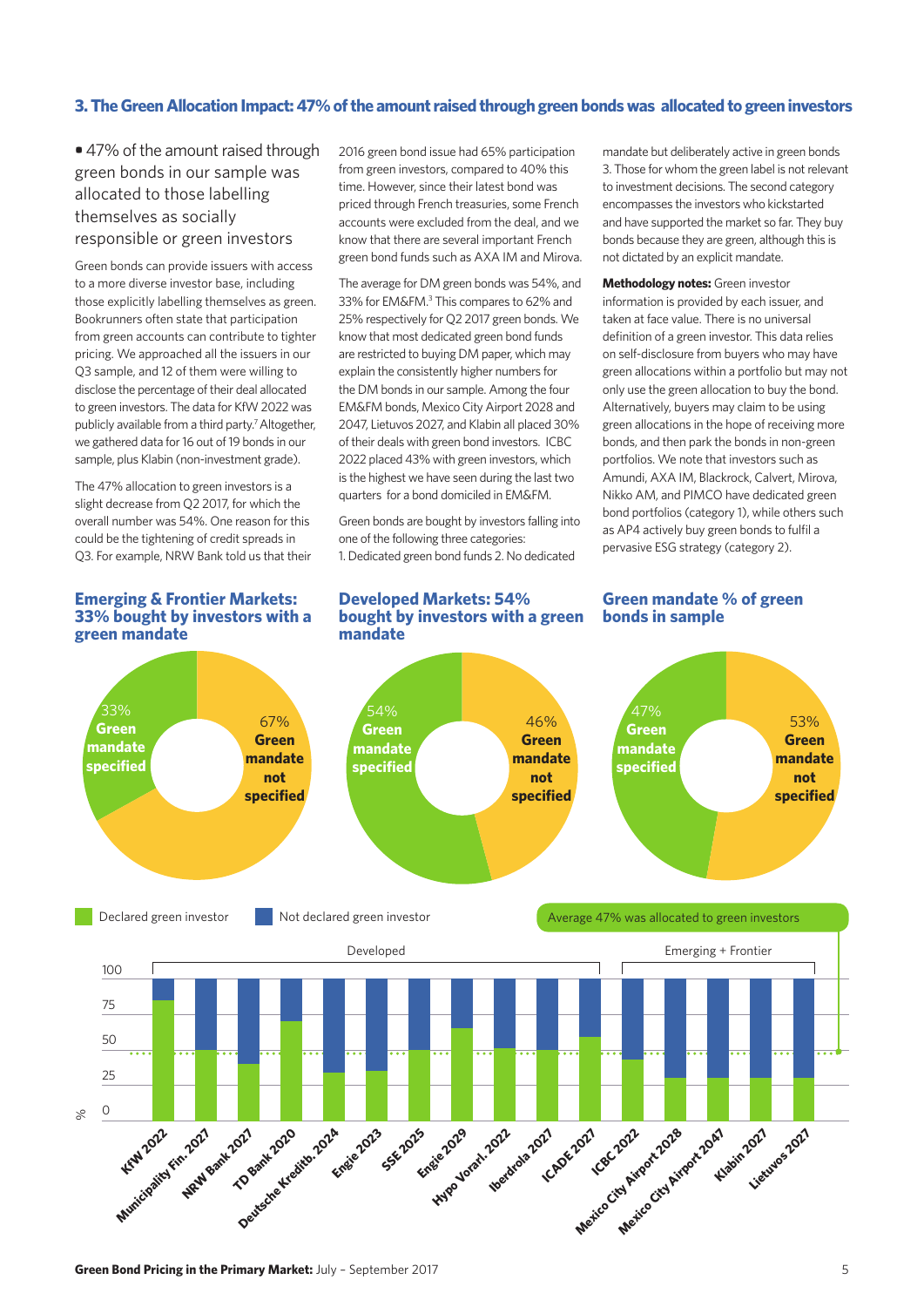## 3. The Green Allocation Impact: 47% of the amount raised through green bonds was allocated to green investors

- 47% of the amount raised through green bonds in our sample was allocated to those labelling themselves as socially responsible or green investors

Green bonds can provide issuers with access to a more diverse investor base, including those explicitly labelling themselves as green. Bookrunners often state that participation from green accounts can contribute to tighter pricing. We approached all the issuers in our Q3 sample, and 12 of them were willing to disclose the percentage of their deal allocated to green investors. The data for KfW 2022 was publicly available from a third party.[7] Altogether, we gathered data for 16 out of 19 bonds in our sample, plus Klabin (non-investment grade).

The 47% allocation to green investors is a slight decrease from Q2 2017, for which the overall number was 54%. One reason for this could be the tightening of credit spreads in Q3. For example, NRW Bank told us that their 2016 green bond issue had 65% participation from green investors, compared to 40% this time. However, since their latest bond was priced through French treasuries, some French accounts were excluded from the deal, and we know that there are several important French green bond funds such as AXA IM and Mirova.

The average for DM green bonds was 54%, and 33% for EM&FM.[3] This compares to 62% and 25% respectively for Q2 2017 green bonds. We know that most dedicated green bond funds are restricted to buying DM paper, which may explain the consistently higher numbers for the DM bonds in our sample. Among the four EM&FM bonds, Mexico City Airport 2028 and 2047, Lietuvos 2027, and Klabin all placed 30% of their deals with green bond investors. ICBC 2022 placed 43% with green investors, which is the highest we have seen during the last two quarters for a bond domiciled in EM&FM.

Green bonds are bought by investors falling into one of the following three categories:
1. Dedicated green bond funds 2. No dedicated mandate but deliberately active in green bonds 3. Those for whom the green label is not relevant to investment decisions. The second category encompasses the investors who kickstarted and have supported the market so far. They buy bonds because they are green, although this is not dictated by an explicit mandate.

**Methodology notes:** Green investor information is provided by each issuer, and taken at face value. There is no universal definition of a green investor. This data relies on self-disclosure from buyers who may have green allocations within a portfolio but may not only use the green allocation to buy the bond. Alternatively, buyers may claim to be using green allocations in the hope of receiving more bonds, and then park the bonds in non-green portfolios. We note that investors such as Amundi, AXA IM, Blackrock, Calvert, Mirova, Nikko AM, and PIMCO have dedicated green bond portfolios (category 1), while others such as AP4 actively buy green bonds to fulfil a pervasive ESG strategy (category 2).

**Emerging & Frontier Markets: 33% bought by investors with a green mandate**

| | % |
|---|---|
| Green mandate specified | 33% |
| Green mandate not specified | 67% |

**Developed Markets: 54% bought by investors with a green mandate**

| | % |
|---|---|
| Green mandate specified | 54% |
| Green mandate not specified | 46% |

**Green mandate % of green bonds in sample**

| | % |
|---|---|
| Green mandate specified | 47% |
| Green mandate not specified | 53% |

Declared green investor / Not declared green investor

Average 47% was allocated to green investors

Developed: KfW 2022, Municipality Fin. 2027, NRW Bank 2027, TD Bank 2020, Deutsche Kreditb. 2024, Engie 2023, SSE 2025, Engie 2029, Hypo Vorarl. 2022, Iberdrola 2027, ICADE 2027

Emerging + Frontier: ICBC 2022, Mexico City Airport 2028, Mexico City Airport 2047, Klabin 2027, Lietuvos 2027

% (0–100)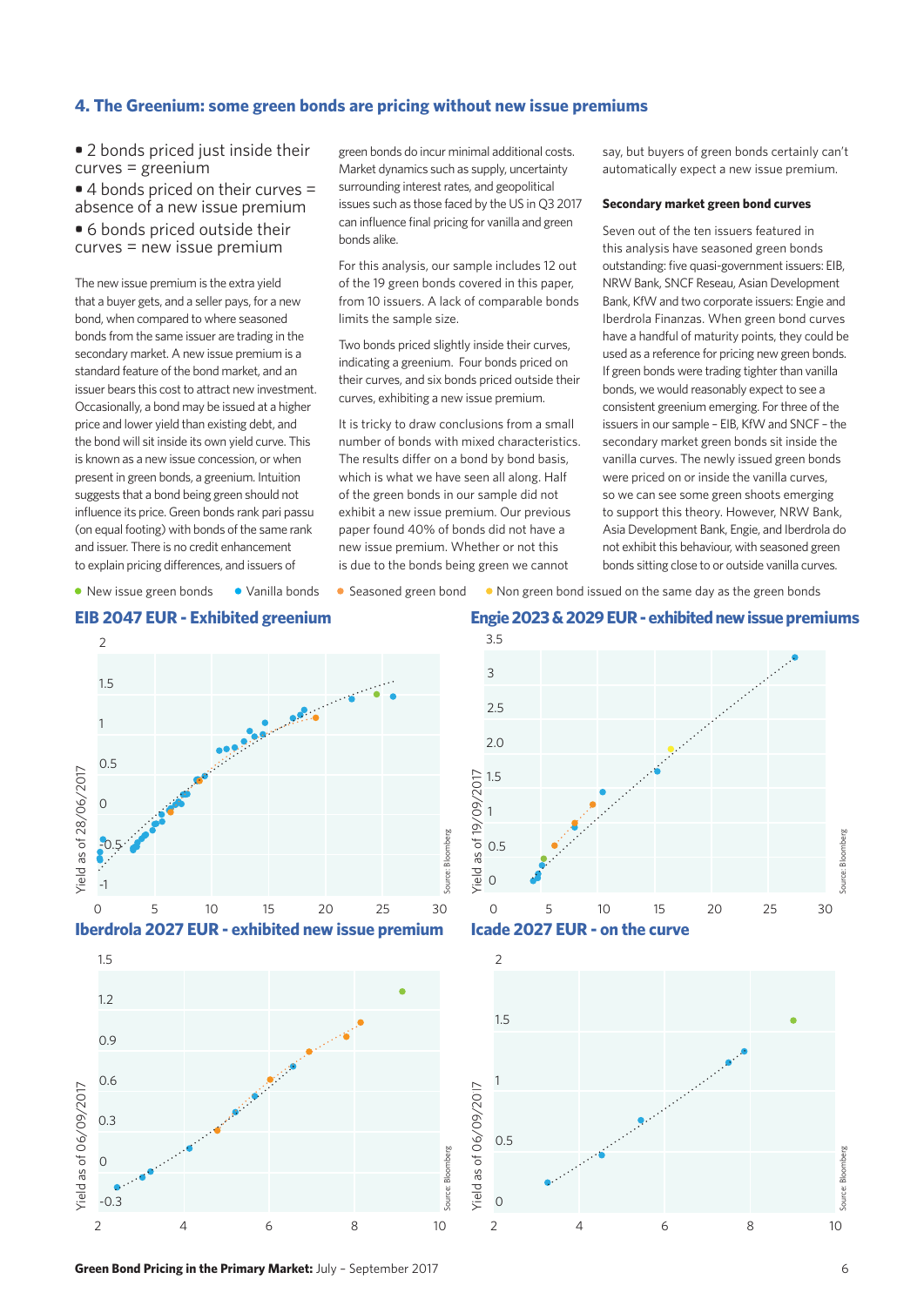## 4. The Greenium: some green bonds are pricing without new issue premiums

- 2 bonds priced just inside their curves = greenium
- 4 bonds priced on their curves = absence of a new issue premium
- 6 bonds priced outside their curves = new issue premium

The new issue premium is the extra yield that a buyer gets, and a seller pays, for a new bond, when compared to where seasoned bonds from the same issuer are trading in the secondary market. A new issue premium is a standard feature of the bond market, and an issuer bears this cost to attract new investment. Occasionally, a bond may be issued at a higher price and lower yield than existing debt, and the bond will sit inside its own yield curve. This is known as a new issue concession, or when present in green bonds, a greenium. Intuition suggests that a bond being green should not influence its price. Green bonds rank pari passu (on equal footing) with bonds of the same rank and issuer. There is no credit enhancement to explain pricing differences, and issuers of green bonds do incur minimal additional costs. Market dynamics such as supply, uncertainty surrounding interest rates, and geopolitical issues such as those faced by the US in Q3 2017 can influence final pricing for vanilla and green bonds alike.

For this analysis, our sample includes 12 out of the 19 green bonds covered in this paper, from 10 issuers. A lack of comparable bonds limits the sample size.

Two bonds priced slightly inside their curves, indicating a greenium. Four bonds priced on their curves, and six bonds priced outside their curves, exhibiting a new issue premium.

It is tricky to draw conclusions from a small number of bonds with mixed characteristics. The results differ on a bond by bond basis, which is what we have seen all along. Half of the green bonds in our sample did not exhibit a new issue premium. Our previous paper found 40% of bonds did not have a new issue premium. Whether or not this is due to the bonds being green we cannot say, but buyers of green bonds certainly can't automatically expect a new issue premium.

**Secondary market green bond curves**

Seven out of the ten issuers featured in this analysis have seasoned green bonds outstanding: five quasi-government issuers: EIB, NRW Bank, SNCF Reseau, Asian Development Bank, KfW and two corporate issuers: Engie and Iberdrola Finanzas. When green bond curves have a handful of maturity points, they could be used as a reference for pricing new green bonds. If green bonds were trading tighter than vanilla bonds, we would reasonably expect to see a consistent greenium emerging. For three of the issuers in our sample – EIB, KfW and SNCF – the secondary market green bonds sit inside the vanilla curves. The newly issued green bonds were priced on or inside the vanilla curves, so we can see some green shoots emerging to support this theory. However, NRW Bank, Asia Development Bank, Engie, and Iberdrola do not exhibit this behaviour, with seasoned green bonds sitting close to or outside vanilla curves.

● New issue green bonds ● Vanilla bonds ● Seasoned green bond ● Non green bond issued on the same day as the green bonds

**EIB 2047 EUR - Exhibited greenium**

**Engie 2023 & 2029 EUR - exhibited new issue premiums**

**Iberdrola 2027 EUR - exhibited new issue premium**

**Icade 2027 EUR - on the curve**

Source: Bloomberg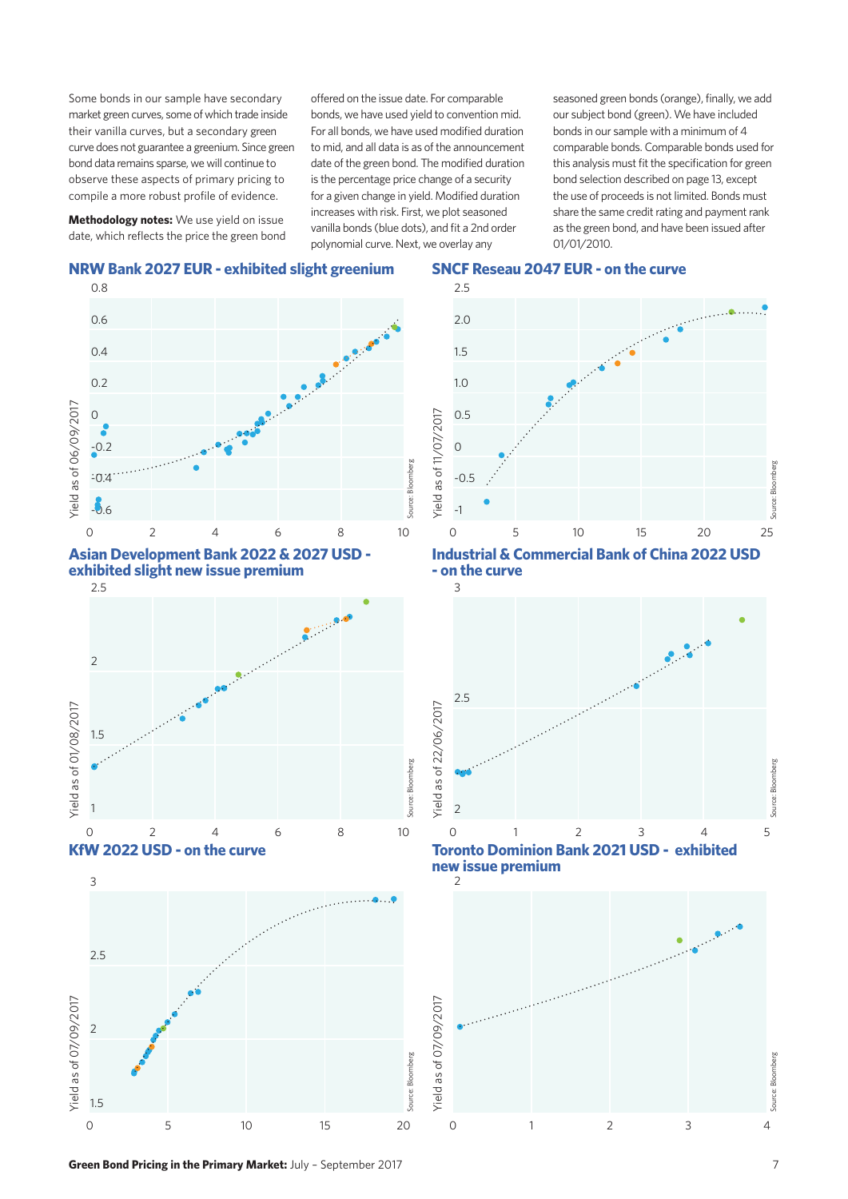Some bonds in our sample have secondary market green curves, some of which trade inside their vanilla curves, but a secondary green curve does not guarantee a greenium. Since green bond data remains sparse, we will continue to observe these aspects of primary pricing to compile a more robust profile of evidence.

**Methodology notes:** We use yield on issue date, which reflects the price the green bond offered on the issue date. For comparable bonds, we have used yield to convention mid. For all bonds, we have used modified duration to mid, and all data is as of the announcement date of the green bond. The modified duration is the percentage price change of a security for a given change in yield. Modified duration increases with risk. First, we plot seasoned vanilla bonds (blue dots), and fit a 2nd order polynomial curve. Next, we overlay any seasoned green bonds (orange), finally, we add our subject bond (green). We have included bonds in our sample with a minimum of 4 comparable bonds. Comparable bonds used for this analysis must fit the specification for green bond selection described on page 13, except the use of proceeds is not limited. Bonds must share the same credit rating and payment rank as the green bond, and have been issued after 01/01/2010.

## NRW Bank 2027 EUR - exhibited slight greenium

## SNCF Reseau 2047 EUR - on the curve

## Asian Development Bank 2022 & 2027 USD - exhibited slight new issue premium

## Industrial & Commercial Bank of China 2022 USD - on the curve

## KfW 2022 USD - on the curve

## Toronto Dominion Bank 2021 USD - exhibited new issue premium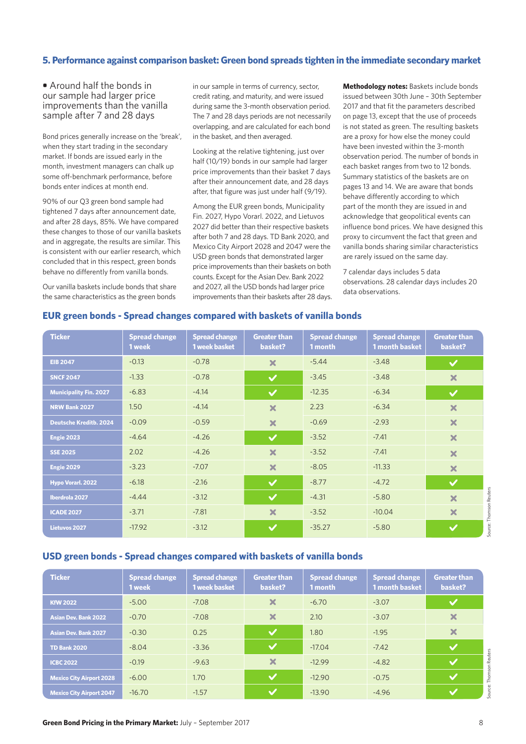## 5. Performance against comparison basket: Green bond spreads tighten in the immediate secondary market

- Around half the bonds in our sample had larger price improvements than the vanilla sample after 7 and 28 days

Bond prices generally increase on the 'break', when they start trading in the secondary market. If bonds are issued early in the month, investment managers can chalk up some off-benchmark performance, before bonds enter indices at month end.

90% of our Q3 green bond sample had tightened 7 days after announcement date, and after 28 days, 85%. We have compared these changes to those of our vanilla baskets and in aggregate, the results are similar. This is consistent with our earlier research, which concluded that in this respect, green bonds behave no differently from vanilla bonds.

Our vanilla baskets include bonds that share the same characteristics as the green bonds in our sample in terms of currency, sector, credit rating, and maturity, and were issued during same the 3-month observation period. The 7 and 28 days periods are not necessarily overlapping, and are calculated for each bond in the basket, and then averaged.

Looking at the relative tightening, just over half (10/19) bonds in our sample had larger price improvements than their basket 7 days after their announcement date, and 28 days after, that figure was just under half (9/19).

Among the EUR green bonds, Municipality Fin. 2027, Hypo Vorarl. 2022, and Lietuvos 2027 did better than their respective baskets after both 7 and 28 days. TD Bank 2020, and Mexico City Airport 2028 and 2047 were the USD green bonds that demonstrated larger price improvements than their baskets on both counts. Except for the Asian Dev. Bank 2022 and 2027, all the USD bonds had larger price improvements than their baskets after 28 days.

**Methodology notes:** Baskets include bonds issued between 30th June – 30th September 2017 and that fit the parameters described on page 13, except that the use of proceeds is not stated as green. The resulting baskets are a proxy for how else the money could have been invested within the 3-month observation period. The number of bonds in each basket ranges from two to 12 bonds. Summary statistics of the baskets are on pages 13 and 14. We are aware that bonds behave differently according to which part of the month they are issued in and acknowledge that geopolitical events can influence bond prices. We have designed this proxy to circumvent the fact that green and vanilla bonds sharing similar characteristics are rarely issued on the same day.

7 calendar days includes 5 data observations. 28 calendar days includes 20 data observations.

### EUR green bonds - Spread changes compared with baskets of vanilla bonds

| Ticker | Spread change 1 week | Spread change 1 week basket | Greater than basket? | Spread change 1 month | Spread change 1 month basket | Greater than basket? |
|---|---|---|---|---|---|---|
| EIB 2047 | -0.13 | -0.78 | ✗ | -5.44 | -3.48 | ✓ |
| SNCF 2047 | -1.33 | -0.78 | ✓ | -3.45 | -3.48 | ✗ |
| Municipality Fin. 2027 | -6.83 | -4.14 | ✓ | -12.35 | -6.34 | ✓ |
| NRW Bank 2027 | 1.50 | -4.14 | ✗ | 2.23 | -6.34 | ✗ |
| Deutsche Kreditb. 2024 | -0.09 | -0.59 | ✗ | -0.69 | -2.93 | ✗ |
| Engie 2023 | -4.64 | -4.26 | ✓ | -3.52 | -7.41 | ✗ |
| SSE 2025 | 2.02 | -4.26 | ✗ | -3.52 | -7.41 | ✗ |
| Engie 2029 | -3.23 | -7.07 | ✗ | -8.05 | -11.33 | ✗ |
| Hypo Vorarl. 2022 | -6.18 | -2.16 | ✓ | -8.77 | -4.72 | ✓ |
| Iberdrola 2027 | -4.44 | -3.12 | ✓ | -4.31 | -5.80 | ✗ |
| ICADE 2027 | -3.71 | -7.81 | ✗ | -3.52 | -10.04 | ✗ |
| Lietuvos 2027 | -17.92 | -3.12 | ✓ | -35.27 | -5.80 | ✓ |

Source: Thomson Reuters

### USD green bonds - Spread changes compared with baskets of vanilla bonds

| Ticker | Spread change 1 week | Spread change 1 week basket | Greater than basket? | Spread change 1 month | Spread change 1 month basket | Greater than basket? |
|---|---|---|---|---|---|---|
| KfW 2022 | -5.00 | -7.08 | ✗ | -6.70 | -3.07 | ✓ |
| Asian Dev. Bank 2022 | -0.70 | -7.08 | ✗ | 2.10 | -3.07 | ✗ |
| Asian Dev. Bank 2027 | -0.30 | 0.25 | ✓ | 1.80 | -1.95 | ✗ |
| TD Bank 2020 | -8.04 | -3.36 | ✓ | -17.04 | -7.42 | ✓ |
| ICBC 2022 | -0.19 | -9.63 | ✗ | -12.99 | -4.82 | ✓ |
| Mexico City Airport 2028 | -6.00 | 1.70 | ✓ | -12.90 | -0.75 | ✓ |
| Mexico City Airport 2047 | -16.70 | -1.57 | ✓ | -13.90 | -4.96 | ✓ |

Source: Thomson Reuters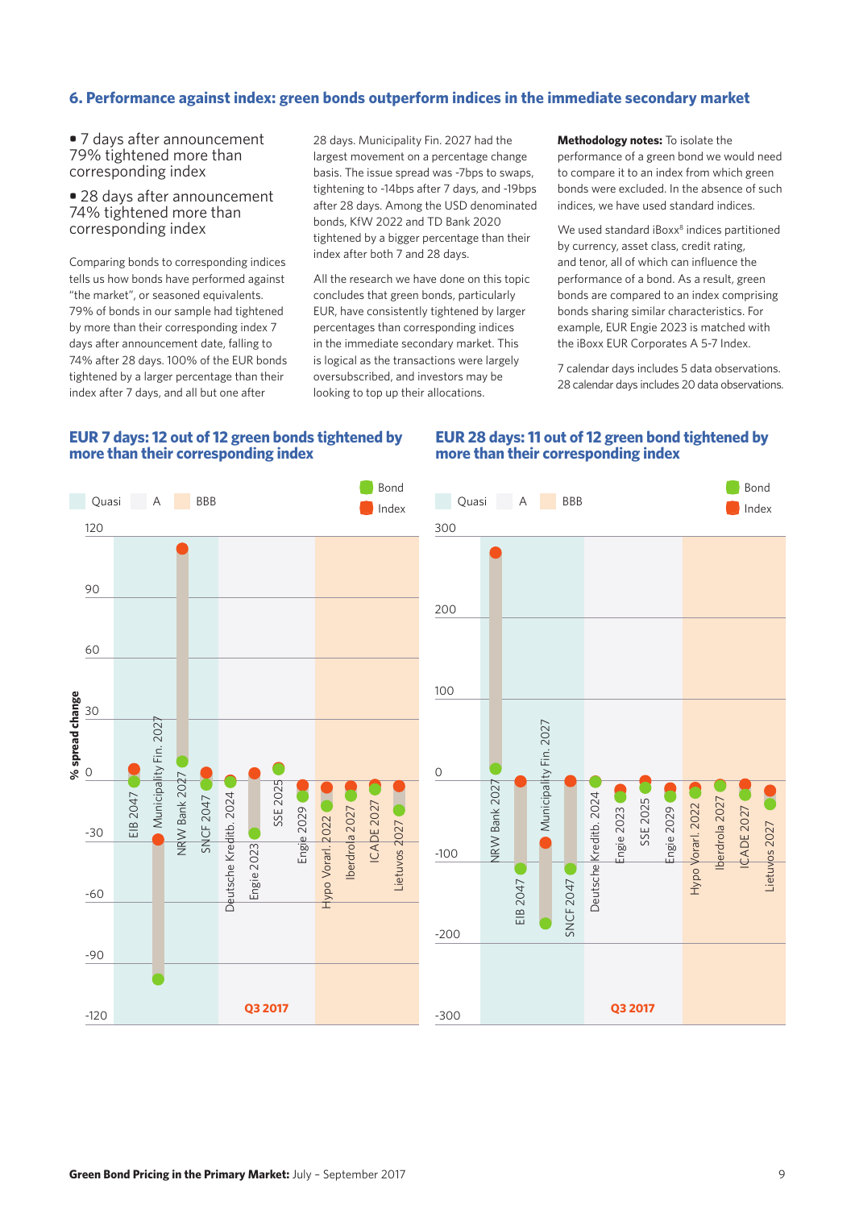## 6. Performance against index: green bonds outperform indices in the immediate secondary market

- 7 days after announcement 79% tightened more than corresponding index
- 28 days after announcement 74% tightened more than corresponding index

Comparing bonds to corresponding indices tells us how bonds have performed against "the market", or seasoned equivalents. 79% of bonds in our sample had tightened by more than their corresponding index 7 days after announcement date, falling to 74% after 28 days. 100% of the EUR bonds tightened by a larger percentage than their index after 7 days, and all but one after 28 days. Municipality Fin. 2027 had the largest movement on a percentage change basis. The issue spread was -7bps to swaps, tightening to -14bps after 7 days, and -19bps after 28 days. Among the USD denominated bonds, KfW 2022 and TD Bank 2020 tightened by a bigger percentage than their index after both 7 and 28 days.

All the research we have done on this topic concludes that green bonds, particularly EUR, have consistently tightened by larger percentages than corresponding indices in the immediate secondary market. This is logical as the transactions were largely oversubscribed, and investors may be looking to top up their allocations.

**Methodology notes:** To isolate the performance of a green bond we would need to compare it to an index from which green bonds were excluded. In the absence of such indices, we have used standard indices.

We used standard iBoxx[8] indices partitioned by currency, asset class, credit rating, and tenor, all of which can influence the performance of a bond. As a result, green bonds are compared to an index comprising bonds sharing similar characteristics. For example, EUR Engie 2023 is matched with the iBoxx EUR Corporates A 5-7 Index.

7 calendar days includes 5 data observations. 28 calendar days includes 20 data observations.

### EUR 7 days: 12 out of 12 green bonds tightened by more than their corresponding index

### EUR 28 days: 11 out of 12 green bond tightened by more than their corresponding index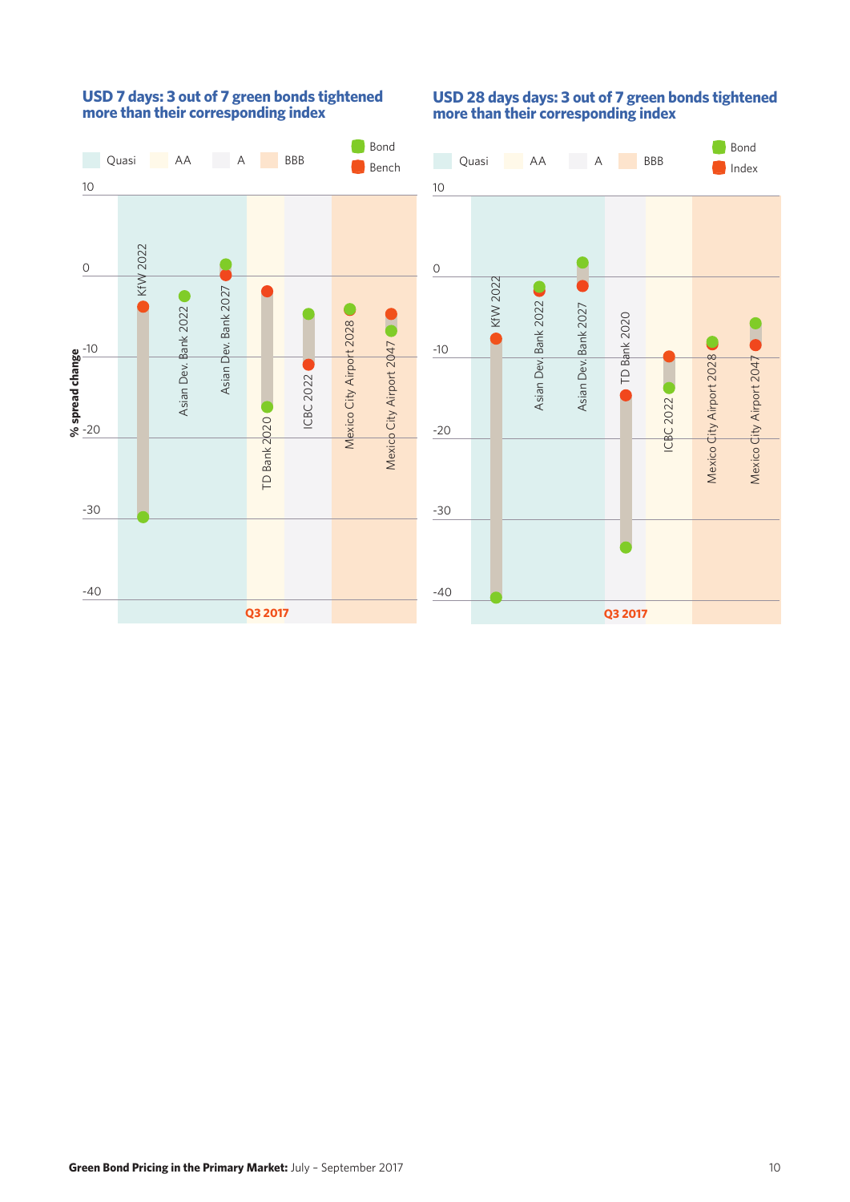### USD 7 days: 3 out of 7 green bonds tightened more than their corresponding index

Quasi | AA | A | BBB | Bond | Bench

% spread change

10, 0, -10, -20, -30, -40

KfW 2022 | Asian Dev. Bank 2022 | Asian Dev. Bank 2027 | TD Bank 2020 | ICBC 2022 | Mexico City Airport 2028 | Mexico City Airport 2047

Q3 2017

### USD 28 days days: 3 out of 7 green bonds tightened more than their corresponding index

Quasi | AA | A | BBB | Bond | Index

10, 0, -10, -20, -30, -40

KfW 2022 | Asian Dev. Bank 2022 | Asian Dev. Bank 2027 | TD Bank 2020 | ICBC 2022 | Mexico City Airport 2028 | Mexico City Airport 2047

Q3 2017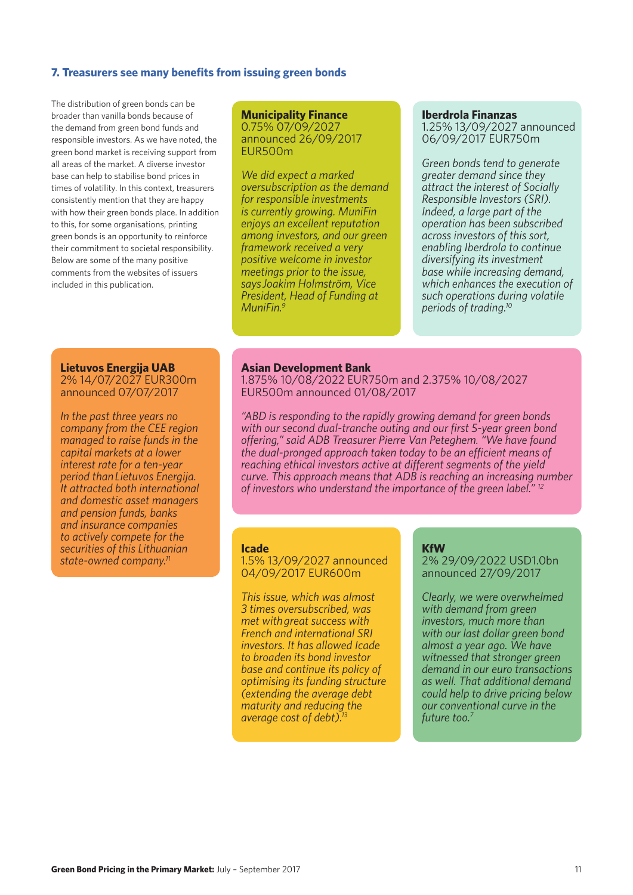## 7. Treasurers see many benefits from issuing green bonds

The distribution of green bonds can be broader than vanilla bonds because of the demand from green bond funds and responsible investors. As we have noted, the green bond market is receiving support from all areas of the market. A diverse investor base can help to stabilise bond prices in times of volatility. In this context, treasurers consistently mention that they are happy with how their green bonds place. In addition to this, for some organisations, printing green bonds is an opportunity to reinforce their commitment to societal responsibility. Below are some of the many positive comments from the websites of issuers included in this publication.

**Municipality Finance**
0.75% 07/09/2027 announced 26/09/2017 EUR500m

*We did expect a marked oversubscription as the demand for responsible investments is currently growing. MuniFin enjoys an excellent reputation among investors, and our green framework received a very positive welcome in investor meetings prior to the issue, says Joakim Holmström, Vice President, Head of Funding at MuniFin.*[9]

**Iberdrola Finanzas**
1.25% 13/09/2027 announced 06/09/2017 EUR750m

*Green bonds tend to generate greater demand since they attract the interest of Socially Responsible Investors (SRI). Indeed, a large part of the operation has been subscribed across investors of this sort, enabling Iberdrola to continue diversifying its investment base while increasing demand, which enhances the execution of such operations during volatile periods of trading.*[10]

**Lietuvos Energija UAB**
2% 14/07/2027 EUR300m announced 07/07/2017

*In the past three years no company from the CEE region managed to raise funds in the capital markets at a lower interest rate for a ten-year period than Lietuvos Energija. It attracted both international and domestic asset managers and pension funds, banks and insurance companies to actively compete for the securities of this Lithuanian state-owned company.*[11]

**Asian Development Bank**
1.875% 10/08/2022 EUR750m and 2.375% 10/08/2027 EUR500m announced 01/08/2017

*"ABD is responding to the rapidly growing demand for green bonds with our second dual-tranche outing and our first 5-year green bond offering," said ADB Treasurer Pierre Van Peteghem. "We have found the dual-pronged approach taken today to be an efficient means of reaching ethical investors active at different segments of the yield curve. This approach means that ADB is reaching an increasing number of investors who understand the importance of the green label."*[12]

**Icade**
1.5% 13/09/2027 announced 04/09/2017 EUR600m

*This issue, which was almost 3 times oversubscribed, was met with great success with French and international SRI investors. It has allowed Icade to broaden its bond investor base and continue its policy of optimising its funding structure (extending the average debt maturity and reducing the average cost of debt).*[13]

**KfW**
2% 29/09/2022 USD1.0bn announced 27/09/2017

*Clearly, we were overwhelmed with demand from green investors, much more than with our last dollar green bond almost a year ago. We have witnessed that stronger green demand in our euro transactions as well. That additional demand could help to drive pricing below our conventional curve in the future too.*[7]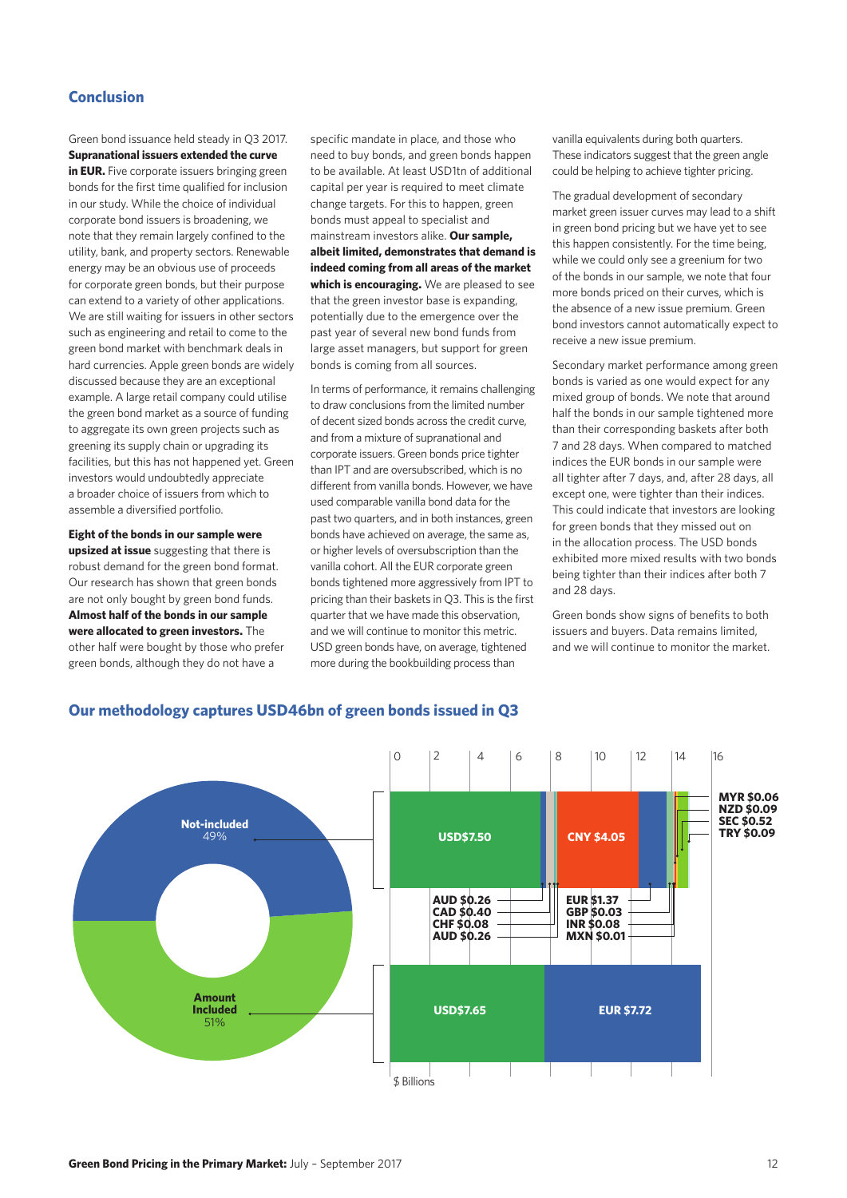## Conclusion

Green bond issuance held steady in Q3 2017. **Supranational issuers extended the curve in EUR.** Five corporate issuers bringing green bonds for the first time qualified for inclusion in our study. While the choice of individual corporate bond issuers is broadening, we note that they remain largely confined to the utility, bank, and property sectors. Renewable energy may be an obvious use of proceeds for corporate green bonds, but their purpose can extend to a variety of other applications. We are still waiting for issuers in other sectors such as engineering and retail to come to the green bond market with benchmark deals in hard currencies. Apple green bonds are widely discussed because they are an exceptional example. A large retail company could utilise the green bond market as a source of funding to aggregate its own green projects such as greening its supply chain or upgrading its facilities, but this has not happened yet. Green investors would undoubtedly appreciate a broader choice of issuers from which to assemble a diversified portfolio.

**Eight of the bonds in our sample were upsized at issue** suggesting that there is robust demand for the green bond format. Our research has shown that green bonds are not only bought by green bond funds. **Almost half of the bonds in our sample were allocated to green investors.** The other half were bought by those who prefer green bonds, although they do not have a specific mandate in place, and those who need to buy bonds, and green bonds happen to be available. At least USD1tn of additional capital per year is required to meet climate change targets. For this to happen, green bonds must appeal to specialist and mainstream investors alike. **Our sample, albeit limited, demonstrates that demand is indeed coming from all areas of the market which is encouraging.** We are pleased to see that the green investor base is expanding, potentially due to the emergence over the past year of several new bond funds from large asset managers, but support for green bonds is coming from all sources.

In terms of performance, it remains challenging to draw conclusions from the limited number of decent sized bonds across the credit curve, and from a mixture of supranational and corporate issuers. Green bonds price tighter than IPT and are oversubscribed, which is no different from vanilla bonds. However, we have used comparable vanilla bond data for the past two quarters, and in both instances, green bonds have achieved on average, the same as, or higher levels of oversubscription than the vanilla cohort. All the EUR corporate green bonds tightened more aggressively from IPT to pricing than their baskets in Q3. This is the first quarter that we have made this observation, and we will continue to monitor this metric. USD green bonds have, on average, tightened more during the bookbuilding process than vanilla equivalents during both quarters. These indicators suggest that the green angle could be helping to achieve tighter pricing.

The gradual development of secondary market green issuer curves may lead to a shift in green bond pricing but we have yet to see this happen consistently. For the time being, while we could only see a greenium for two of the bonds in our sample, we note that four more bonds priced on their curves, which is the absence of a new issue premium. Green bond investors cannot automatically expect to receive a new issue premium.

Secondary market performance among green bonds is varied as one would expect for any mixed group of bonds. We note that around half the bonds in our sample tightened more than their corresponding baskets after both 7 and 28 days. When compared to matched indices the EUR bonds in our sample were all tighter after 7 days, and, after 28 days, all except one, were tighter than their indices. This could indicate that investors are looking for green bonds that they missed out on in the allocation process. The USD bonds exhibited more mixed results with two bonds being tighter than their indices after both 7 and 28 days.

Green bonds show signs of benefits to both issuers and buyers. Data remains limited, and we will continue to monitor the market.

### Our methodology captures USD46bn of green bonds issued in Q3

Not-included 49%

Amount Included 51%

Not-included: USD$7.50, AUD $0.26, CAD $0.40, CHF $0.08, AUD $0.26, CNY $4.05, EUR $1.37, GBP $0.03, INR $0.08, MXN $0.01, MYR $0.06, NZD $0.09, SEC $0.52, TRY $0.09

Amount Included: USD$7.65, EUR $7.72

$ Billions (0–16)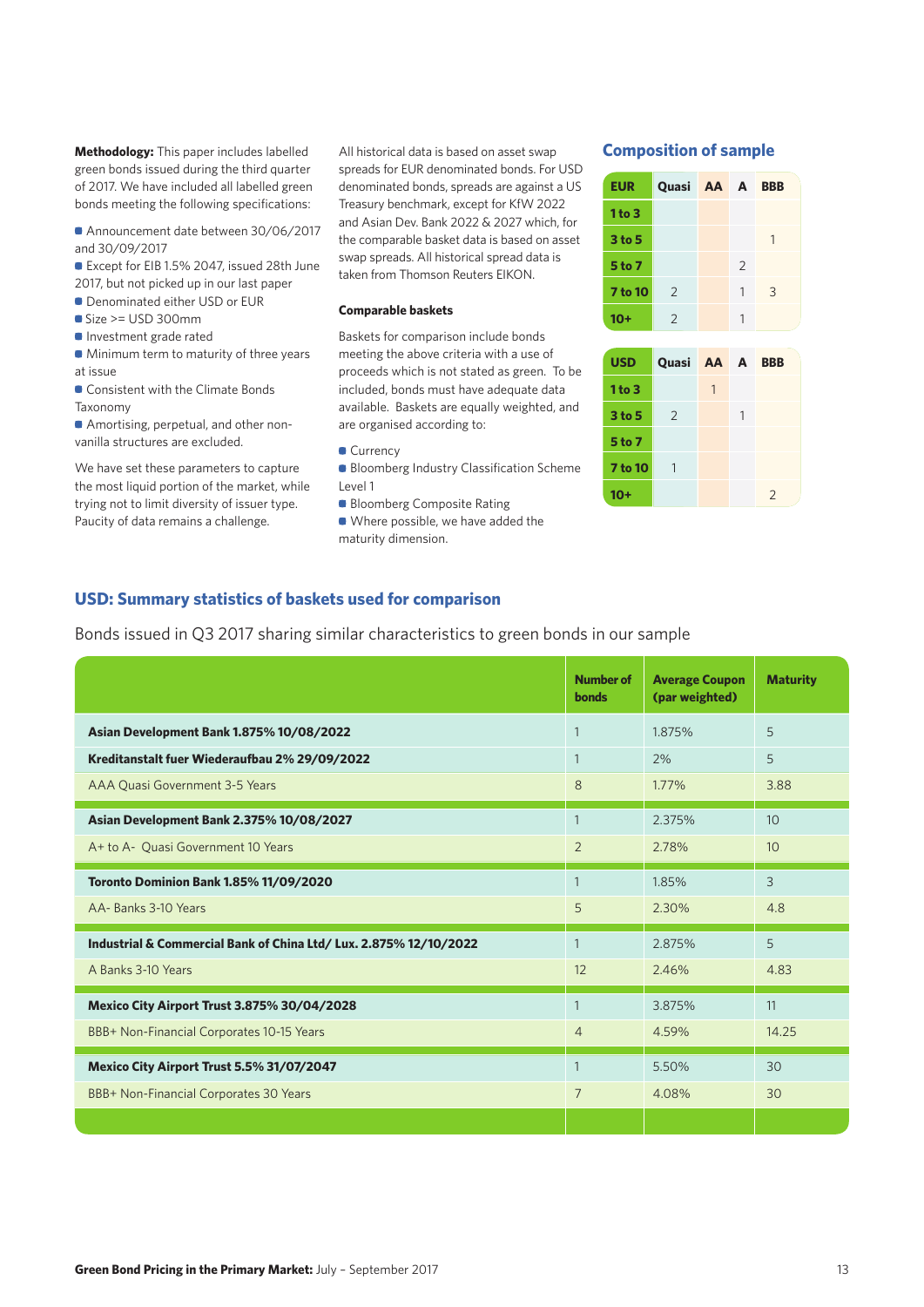**Methodology:** This paper includes labelled green bonds issued during the third quarter of 2017. We have included all labelled green bonds meeting the following specifications:

- Announcement date between 30/06/2017 and 30/09/2017
- Except for EIB 1.5% 2047, issued 28th June 2017, but not picked up in our last paper
- Denominated either USD or EUR
- Size >= USD 300mm
- Investment grade rated
- Minimum term to maturity of three years at issue
- Consistent with the Climate Bonds Taxonomy
- Amortising, perpetual, and other non-vanilla structures are excluded.

We have set these parameters to capture the most liquid portion of the market, while trying not to limit diversity of issuer type. Paucity of data remains a challenge.

All historical data is based on asset swap spreads for EUR denominated bonds. For USD denominated bonds, spreads are against a US Treasury benchmark, except for KfW 2022 and Asian Dev. Bank 2022 & 2027 which, for the comparable basket data is based on asset swap spreads. All historical spread data is taken from Thomson Reuters EIKON.

**Comparable baskets**

Baskets for comparison include bonds meeting the above criteria with a use of proceeds which is not stated as green. To be included, bonds must have adequate data available. Baskets are equally weighted, and are organised according to:

- Currency
- Bloomberg Industry Classification Scheme Level 1
- Bloomberg Composite Rating
- Where possible, we have added the maturity dimension.

## Composition of sample

| EUR | Quasi | AA | A | BBB |
|---|---|---|---|---|
| 1 to 3 | | | | |
| 3 to 5 | | | | 1 |
| 5 to 7 | | | 2 | |
| 7 to 10 | 2 | | 1 | 3 |
| 10+ | 2 | | 1 | |

| USD | Quasi | AA | A | BBB |
|---|---|---|---|---|
| 1 to 3 | | 1 | | |
| 3 to 5 | 2 | | 1 | |
| 5 to 7 | | | | |
| 7 to 10 | 1 | | | |
| 10+ | | | | 2 |

## USD: Summary statistics of baskets used for comparison

Bonds issued in Q3 2017 sharing similar characteristics to green bonds in our sample

| | Number of bonds | Average Coupon (par weighted) | Maturity |
|---|---|---|---|
| **Asian Development Bank 1.875% 10/08/2022** | 1 | 1.875% | 5 |
| **Kreditanstalt fuer Wiederaufbau 2% 29/09/2022** | 1 | 2% | 5 |
| AAA Quasi Government 3-5 Years | 8 | 1.77% | 3.88 |
| **Asian Development Bank 2.375% 10/08/2027** | 1 | 2.375% | 10 |
| A+ to A- Quasi Government 10 Years | 2 | 2.78% | 10 |
| **Toronto Dominion Bank 1.85% 11/09/2020** | 1 | 1.85% | 3 |
| AA- Banks 3-10 Years | 5 | 2.30% | 4.8 |
| **Industrial & Commercial Bank of China Ltd/ Lux. 2.875% 12/10/2022** | 1 | 2.875% | 5 |
| A Banks 3-10 Years | 12 | 2.46% | 4.83 |
| **Mexico City Airport Trust 3.875% 30/04/2028** | 1 | 3.875% | 11 |
| BBB+ Non-Financial Corporates 10-15 Years | 4 | 4.59% | 14.25 |
| **Mexico City Airport Trust 5.5% 31/07/2047** | 1 | 5.50% | 30 |
| BBB+ Non-Financial Corporates 30 Years | 7 | 4.08% | 30 |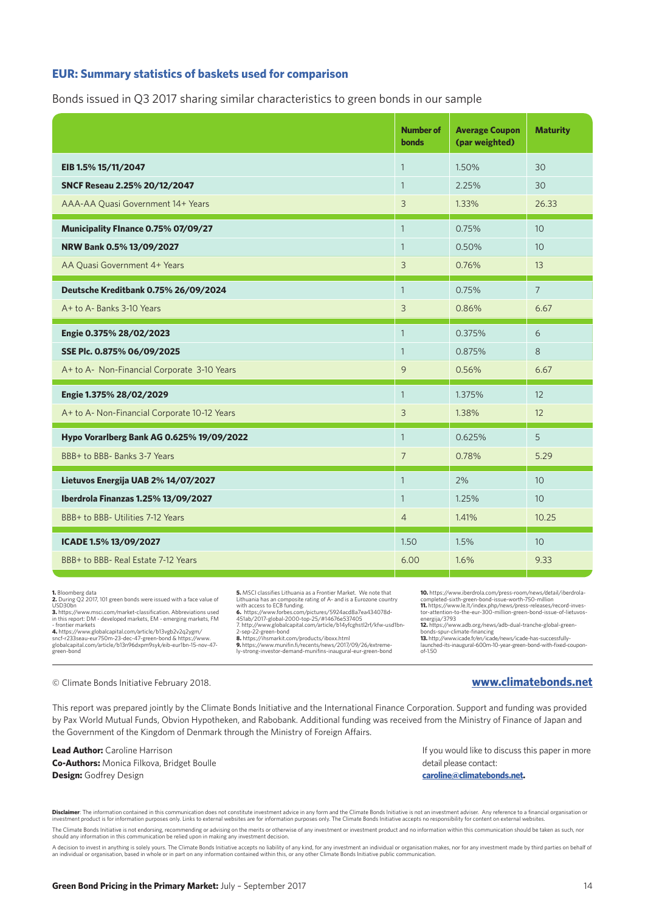## EUR: Summary statistics of baskets used for comparison

Bonds issued in Q3 2017 sharing similar characteristics to green bonds in our sample

| | Number of bonds | Average Coupon (par weighted) | Maturity |
|---|---|---|---|
| **EIB 1.5% 15/11/2047** | 1 | 1.50% | 30 |
| **SNCF Reseau 2.25% 20/12/2047** | 1 | 2.25% | 30 |
| AAA-AA Quasi Government 14+ Years | 3 | 1.33% | 26.33 |
| **Municipality FInance 0.75% 07/09/27** | 1 | 0.75% | 10 |
| **NRW Bank 0.5% 13/09/2027** | 1 | 0.50% | 10 |
| AA Quasi Government 4+ Years | 3 | 0.76% | 13 |
| **Deutsche Kreditbank 0.75% 26/09/2024** | 1 | 0.75% | 7 |
| A+ to A- Banks 3-10 Years | 3 | 0.86% | 6.67 |
| **Engie 0.375% 28/02/2023** | 1 | 0.375% | 6 |
| **SSE Plc. 0.875% 06/09/2025** | 1 | 0.875% | 8 |
| A+ to A- Non-Financial Corporate 3-10 Years | 9 | 0.56% | 6.67 |
| **Engie 1.375% 28/02/2029** | 1 | 1.375% | 12 |
| A+ to A- Non-Financial Corporate 10-12 Years | 3 | 1.38% | 12 |
| **Hypo Vorarlberg Bank AG 0.625% 19/09/2022** | 1 | 0.625% | 5 |
| BBB+ to BBB- Banks 3-7 Years | 7 | 0.78% | 5.29 |
| **Lietuvos Energija UAB 2% 14/07/2027** | 1 | 2% | 10 |
| **Iberdrola Finanzas 1.25% 13/09/2027** | 1 | 1.25% | 10 |
| BBB+ to BBB- Utilities 7-12 Years | 4 | 1.41% | 10.25 |
| **ICADE 1.5% 13/09/2027** | 1.50 | 1.5% | 10 |
| BBB+ to BBB- Real Estate 7-12 Years | 6.00 | 1.6% | 9.33 |

**1.** Bloomberg data
**2.** During Q2 2017, 101 green bonds were issued with a face value of USD30bn
**3.** https://www.msci.com/market-classification. Abbreviations used in this report: DM - developed markets, EM - emerging markets, FM - frontier markets
**4.** https://www.globalcapital.com/article/b13vgb2v2q2ygm/sncf-r233seau-eur750m-23-dec-47-green-bond & https://www.globalcapital.com/article/b13n96dxpm9syk/eib-eur1bn-15-nov-47-green-bond
**5.** MSCI classifies Lithuania as a Frontier Market. We note that Lithuania has an composite rating of A- and is a Eurozone country with access to ECB funding.
**6.** https://www.forbes.com/pictures/5924acd8a7ea434078d-451ab/2017-global-2000-top-25/#14676e537405
7. http://www.globalcapital.com/article/b14yfcghstl2rf/kfw-usd1bn-2-sep-22-green-bond
**8.** https://ihsmarkit.com/products/iboxx.html
**9.** https://www.munifin.fi/recents/news/2017/09/26/extremely-strong-investor-demand-munifins-inaugural-eur-green-bond
**10.** https://www.iberdrola.com/press-room/news/detail/iberdrola-completed-sixth-green-bond-issue-worth-750-million
**11.** https://www.le.lt/index.php/news/press-releases/record-investor-attention-to-the-eur-300-million-green-bond-issue-of-lietuvos-energija/3793
**12.** https://www.adb.org/news/adb-dual-tranche-global-green-bonds-spur-climate-financing
**13.** http://www.icade.fr/en/icade/news/icade-has-successfully-launched-its-inaugural-600m-10-year-green-bond-with-fixed-coupon-of-150

© Climate Bonds Initiative February 2018.

**www.climatebonds.net**

This report was prepared jointly by the Climate Bonds Initiative and the International Finance Corporation. Support and funding was provided by Pax World Mutual Funds, Obvion Hypotheken, and Rabobank. Additional funding was received from the Ministry of Finance of Japan and the Government of the Kingdom of Denmark through the Ministry of Foreign Affairs.

**Lead Author:** Caroline Harrison
**Co-Authors:** Monica Filkova, Bridget Boulle
**Design:** Godfrey Design

If you would like to discuss this paper in more detail please contact:
**caroline@climatebonds.net.**

**Disclaimer**: The information contained in this communication does not constitute investment advice in any form and the Climate Bonds Initiative is not an investment adviser. Any reference to a financial organisation or investment product is for information purposes only. Links to external websites are for information purposes only. The Climate Bonds Initiative accepts no responsibility for content on external websites.

The Climate Bonds Initiative is not endorsing, recommending or advising on the merits or otherwise of any investment or investment product and no information within this communication should be taken as such, nor should any information in this communication be relied upon in making any investment decision.

A decision to invest in anything is solely yours. The Climate Bonds Initiative accepts no liability of any kind, for any investment an individual or organisation makes, nor for any investment made by third parties on behalf of an individual or organisation, based in whole or in part on any information contained within this, or any other Climate Bonds Initiative public communication.